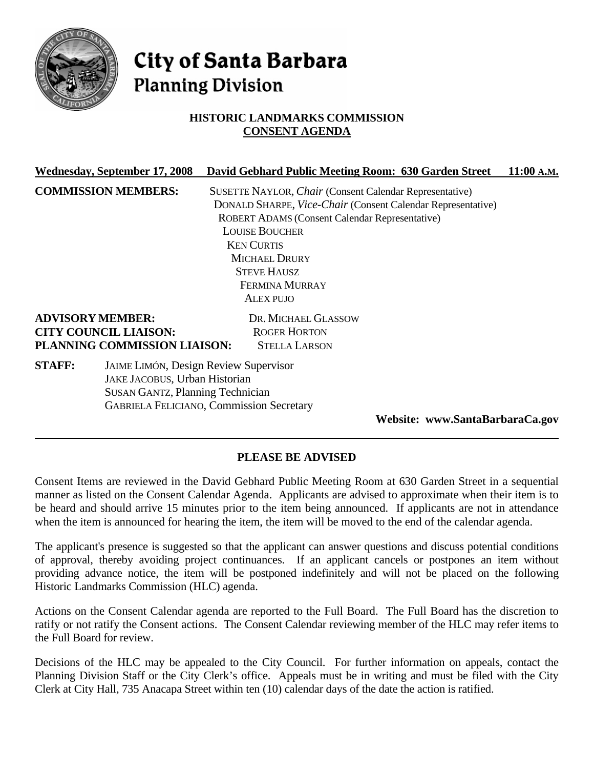# City of Santa Barbara
## Planning Division

### HISTORIC LANDMARKS COMMISSION
### CONSENT AGENDA

**Wednesday, September 17, 2008 David Gebhard Public Meeting Room: 630 Garden Street 11:00 A.M.**

**COMMISSION MEMBERS:**
SUSETTE NAYLOR, *Chair* (Consent Calendar Representative)
DONALD SHARPE, *Vice-Chair* (Consent Calendar Representative)
ROBERT ADAMS (Consent Calendar Representative)
LOUISE BOUCHER
KEN CURTIS
MICHAEL DRURY
STEVE HAUSZ
FERMINA MURRAY
ALEX PUJO

**ADVISORY MEMBER:** DR. MICHAEL GLASSOW
**CITY COUNCIL LIAISON:** ROGER HORTON
**PLANNING COMMISSION LIAISON:** STELLA LARSON

**STAFF:**
JAIME LIMÓN, Design Review Supervisor
JAKE JACOBUS, Urban Historian
SUSAN GANTZ, Planning Technician
GABRIELA FELICIANO, Commission Secretary

**Website: www.SantaBarbaraCa.gov**

---

### PLEASE BE ADVISED

Consent Items are reviewed in the David Gebhard Public Meeting Room at 630 Garden Street in a sequential manner as listed on the Consent Calendar Agenda. Applicants are advised to approximate when their item is to be heard and should arrive 15 minutes prior to the item being announced. If applicants are not in attendance when the item is announced for hearing the item, the item will be moved to the end of the calendar agenda.

The applicant's presence is suggested so that the applicant can answer questions and discuss potential conditions of approval, thereby avoiding project continuances. If an applicant cancels or postpones an item without providing advance notice, the item will be postponed indefinitely and will not be placed on the following Historic Landmarks Commission (HLC) agenda.

Actions on the Consent Calendar agenda are reported to the Full Board. The Full Board has the discretion to ratify or not ratify the Consent actions. The Consent Calendar reviewing member of the HLC may refer items to the Full Board for review.

Decisions of the HLC may be appealed to the City Council. For further information on appeals, contact the Planning Division Staff or the City Clerk's office. Appeals must be in writing and must be filed with the City Clerk at City Hall, 735 Anacapa Street within ten (10) calendar days of the date the action is ratified.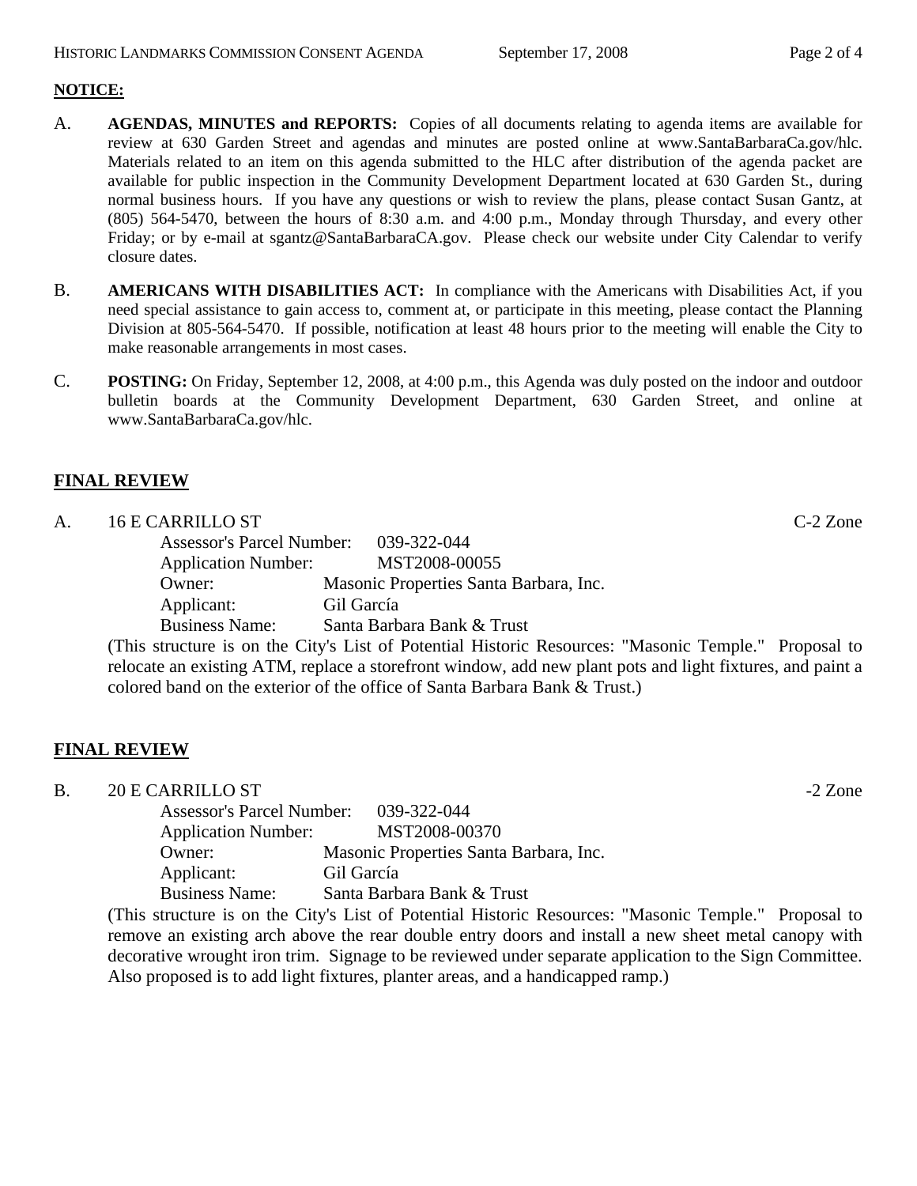**NOTICE:**

A. **AGENDAS, MINUTES and REPORTS:** Copies of all documents relating to agenda items are available for review at 630 Garden Street and agendas and minutes are posted online at www.SantaBarbaraCa.gov/hlc. Materials related to an item on this agenda submitted to the HLC after distribution of the agenda packet are available for public inspection in the Community Development Department located at 630 Garden St., during normal business hours. If you have any questions or wish to review the plans, please contact Susan Gantz, at (805) 564-5470, between the hours of 8:30 a.m. and 4:00 p.m., Monday through Thursday, and every other Friday; or by e-mail at sgantz@SantaBarbaraCA.gov. Please check our website under City Calendar to verify closure dates.

B. **AMERICANS WITH DISABILITIES ACT:** In compliance with the Americans with Disabilities Act, if you need special assistance to gain access to, comment at, or participate in this meeting, please contact the Planning Division at 805-564-5470. If possible, notification at least 48 hours prior to the meeting will enable the City to make reasonable arrangements in most cases.

C. **POSTING:** On Friday, September 12, 2008, at 4:00 p.m., this Agenda was duly posted on the indoor and outdoor bulletin boards at the Community Development Department, 630 Garden Street, and online at www.SantaBarbaraCa.gov/hlc.

## FINAL REVIEW

A. 16 E CARRILLO ST — C-2 Zone

Assessor's Parcel Number: 039-322-044
Application Number: MST2008-00055
Owner: Masonic Properties Santa Barbara, Inc.
Applicant: Gil García
Business Name: Santa Barbara Bank & Trust

(This structure is on the City's List of Potential Historic Resources: "Masonic Temple." Proposal to relocate an existing ATM, replace a storefront window, add new plant pots and light fixtures, and paint a colored band on the exterior of the office of Santa Barbara Bank & Trust.)

## FINAL REVIEW

B. 20 E CARRILLO ST — -2 Zone

Assessor's Parcel Number: 039-322-044
Application Number: MST2008-00370
Owner: Masonic Properties Santa Barbara, Inc.
Applicant: Gil García
Business Name: Santa Barbara Bank & Trust

(This structure is on the City's List of Potential Historic Resources: "Masonic Temple." Proposal to remove an existing arch above the rear double entry doors and install a new sheet metal canopy with decorative wrought iron trim. Signage to be reviewed under separate application to the Sign Committee. Also proposed is to add light fixtures, planter areas, and a handicapped ramp.)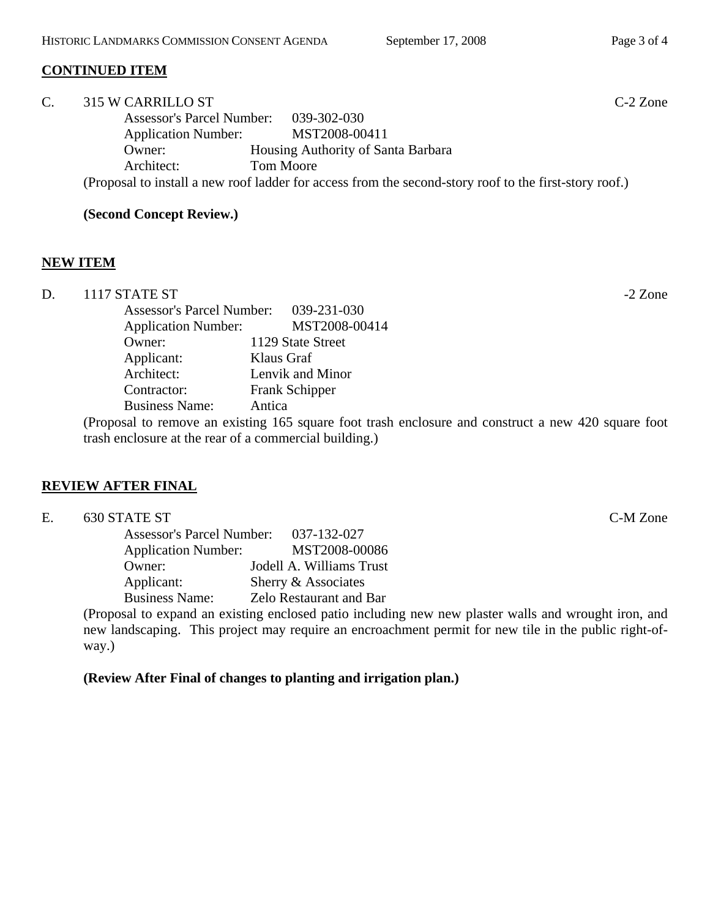## CONTINUED ITEM

C. 315 W CARRILLO ST C-2 Zone

Assessor's Parcel Number: 039-302-030
Application Number: MST2008-00411
Owner: Housing Authority of Santa Barbara
Architect: Tom Moore

(Proposal to install a new roof ladder for access from the second-story roof to the first-story roof.)

**(Second Concept Review.)**

## NEW ITEM

D. 1117 STATE ST -2 Zone

Assessor's Parcel Number: 039-231-030
Application Number: MST2008-00414
Owner: 1129 State Street
Applicant: Klaus Graf
Architect: Lenvik and Minor
Contractor: Frank Schipper
Business Name: Antica

(Proposal to remove an existing 165 square foot trash enclosure and construct a new 420 square foot trash enclosure at the rear of a commercial building.)

## REVIEW AFTER FINAL

E. 630 STATE ST C-M Zone

Assessor's Parcel Number: 037-132-027
Application Number: MST2008-00086
Owner: Jodell A. Williams Trust
Applicant: Sherry & Associates
Business Name: Zelo Restaurant and Bar

(Proposal to expand an existing enclosed patio including new new plaster walls and wrought iron, and new landscaping. This project may require an encroachment permit for new tile in the public right-of-way.)

**(Review After Final of changes to planting and irrigation plan.)**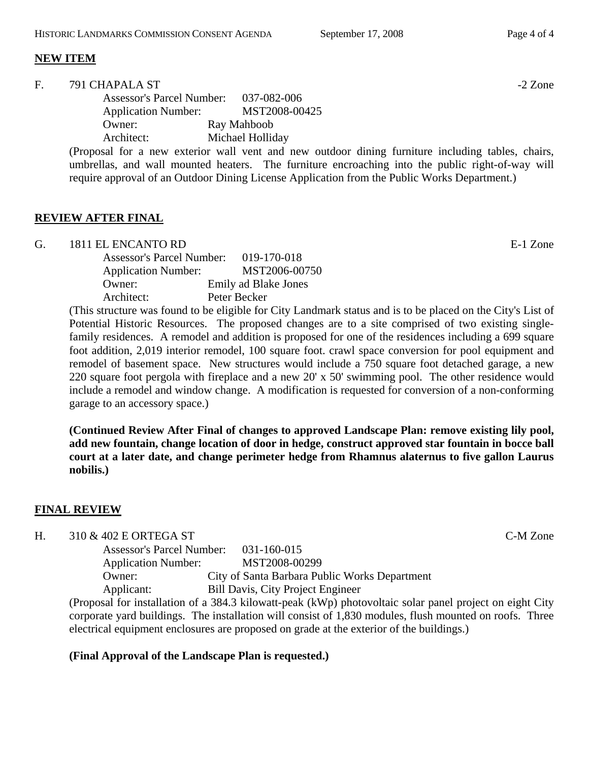**NEW ITEM**

F. 791 CHAPALA ST -2 Zone

Assessor's Parcel Number: 037-082-006
Application Number: MST2008-00425
Owner: Ray Mahboob
Architect: Michael Holliday

(Proposal for a new exterior wall vent and new outdoor dining furniture including tables, chairs, umbrellas, and wall mounted heaters. The furniture encroaching into the public right-of-way will require approval of an Outdoor Dining License Application from the Public Works Department.)

**REVIEW AFTER FINAL**

G. 1811 EL ENCANTO RD E-1 Zone

Assessor's Parcel Number: 019-170-018
Application Number: MST2006-00750
Owner: Emily ad Blake Jones
Architect: Peter Becker

(This structure was found to be eligible for City Landmark status and is to be placed on the City's List of Potential Historic Resources. The proposed changes are to a site comprised of two existing single-family residences. A remodel and addition is proposed for one of the residences including a 699 square foot addition, 2,019 interior remodel, 100 square foot. crawl space conversion for pool equipment and remodel of basement space. New structures would include a 750 square foot detached garage, a new 220 square foot pergola with fireplace and a new 20' x 50' swimming pool. The other residence would include a remodel and window change. A modification is requested for conversion of a non-conforming garage to an accessory space.)

**(Continued Review After Final of changes to approved Landscape Plan: remove existing lily pool, add new fountain, change location of door in hedge, construct approved star fountain in bocce ball court at a later date, and change perimeter hedge from Rhamnus alaternus to five gallon Laurus nobilis.)**

**FINAL REVIEW**

H. 310 & 402 E ORTEGA ST C-M Zone

Assessor's Parcel Number: 031-160-015
Application Number: MST2008-00299
Owner: City of Santa Barbara Public Works Department
Applicant: Bill Davis, City Project Engineer

(Proposal for installation of a 384.3 kilowatt-peak (kWp) photovoltaic solar panel project on eight City corporate yard buildings. The installation will consist of 1,830 modules, flush mounted on roofs. Three electrical equipment enclosures are proposed on grade at the exterior of the buildings.)

**(Final Approval of the Landscape Plan is requested.)**